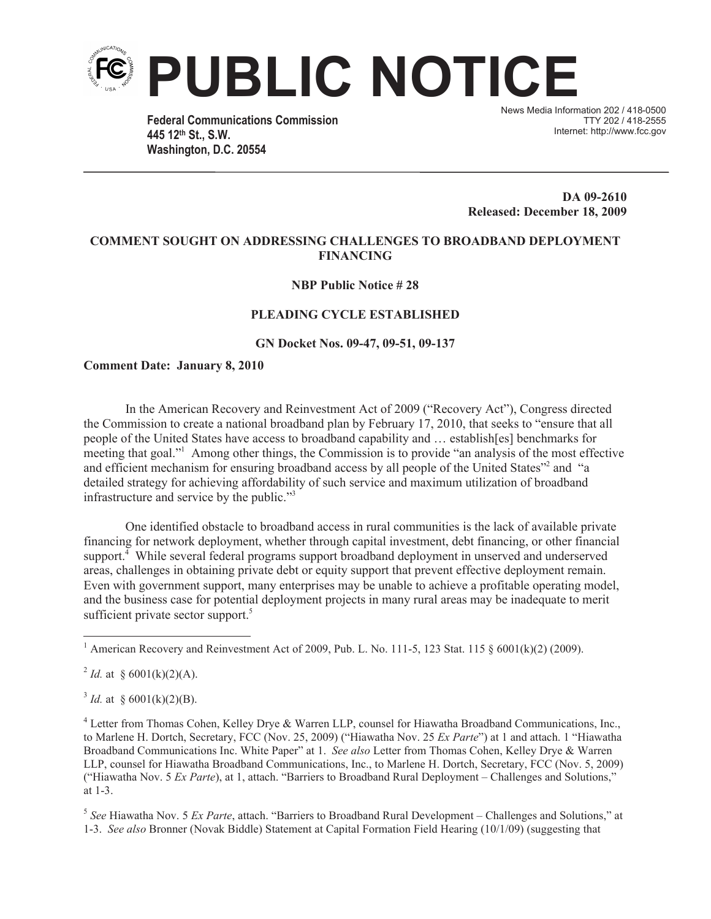# PUBLIC NOTICE

**Federal Communications Commission**
**445 12th St., S.W.**
**Washington, D.C. 20554**

News Media Information 202 / 418-0500
TTY 202 / 418-2555
Internet: http://www.fcc.gov

**DA 09-2610**
**Released: December 18, 2009**

## COMMENT SOUGHT ON ADDRESSING CHALLENGES TO BROADBAND DEPLOYMENT FINANCING

**NBP Public Notice # 28**

**PLEADING CYCLE ESTABLISHED**

**GN Docket Nos. 09-47, 09-51, 09-137**

**Comment Date: January 8, 2010**

In the American Recovery and Reinvestment Act of 2009 ("Recovery Act"), Congress directed the Commission to create a national broadband plan by February 17, 2010, that seeks to "ensure that all people of the United States have access to broadband capability and … establish[es] benchmarks for meeting that goal."[1] Among other things, the Commission is to provide "an analysis of the most effective and efficient mechanism for ensuring broadband access by all people of the United States"[2] and "a detailed strategy for achieving affordability of such service and maximum utilization of broadband infrastructure and service by the public."[3]

One identified obstacle to broadband access in rural communities is the lack of available private financing for network deployment, whether through capital investment, debt financing, or other financial support.[4] While several federal programs support broadband deployment in unserved and underserved areas, challenges in obtaining private debt or equity support that prevent effective deployment remain. Even with government support, many enterprises may be unable to achieve a profitable operating model, and the business case for potential deployment projects in many rural areas may be inadequate to merit sufficient private sector support.[5]

---

[1] American Recovery and Reinvestment Act of 2009, Pub. L. No. 111-5, 123 Stat. 115 § 6001(k)(2) (2009).

[2] *Id.* at § 6001(k)(2)(A).

[3] *Id.* at § 6001(k)(2)(B).

[4] Letter from Thomas Cohen, Kelley Drye & Warren LLP, counsel for Hiawatha Broadband Communications, Inc., to Marlene H. Dortch, Secretary, FCC (Nov. 25, 2009) ("Hiawatha Nov. 25 *Ex Parte*") at 1 and attach. 1 "Hiawatha Broadband Communications Inc. White Paper" at 1. *See also* Letter from Thomas Cohen, Kelley Drye & Warren LLP, counsel for Hiawatha Broadband Communications, Inc., to Marlene H. Dortch, Secretary, FCC (Nov. 5, 2009) ("Hiawatha Nov. 5 *Ex Parte*), at 1, attach. "Barriers to Broadband Rural Deployment – Challenges and Solutions," at 1-3.

[5] *See* Hiawatha Nov. 5 *Ex Parte*, attach. "Barriers to Broadband Rural Development – Challenges and Solutions," at 1-3. *See also* Bronner (Novak Biddle) Statement at Capital Formation Field Hearing (10/1/09) (suggesting that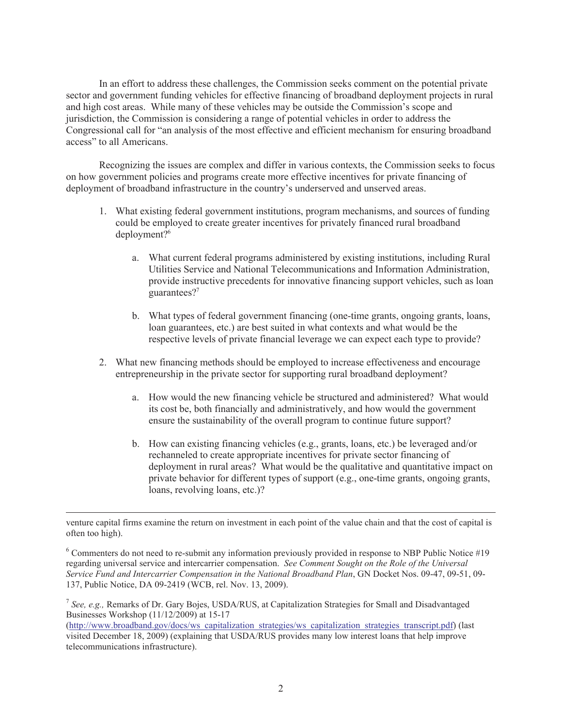In an effort to address these challenges, the Commission seeks comment on the potential private sector and government funding vehicles for effective financing of broadband deployment projects in rural and high cost areas. While many of these vehicles may be outside the Commission's scope and jurisdiction, the Commission is considering a range of potential vehicles in order to address the Congressional call for "an analysis of the most effective and efficient mechanism for ensuring broadband access" to all Americans.

Recognizing the issues are complex and differ in various contexts, the Commission seeks to focus on how government policies and programs create more effective incentives for private financing of deployment of broadband infrastructure in the country's underserved and unserved areas.

1. What existing federal government institutions, program mechanisms, and sources of funding could be employed to create greater incentives for privately financed rural broadband deployment?[6]

   a. What current federal programs administered by existing institutions, including Rural Utilities Service and National Telecommunications and Information Administration, provide instructive precedents for innovative financing support vehicles, such as loan guarantees?[7]

   b. What types of federal government financing (one-time grants, ongoing grants, loans, loan guarantees, etc.) are best suited in what contexts and what would be the respective levels of private financial leverage we can expect each type to provide?

2. What new financing methods should be employed to increase effectiveness and encourage entrepreneurship in the private sector for supporting rural broadband deployment?

   a. How would the new financing vehicle be structured and administered? What would its cost be, both financially and administratively, and how would the government ensure the sustainability of the overall program to continue future support?

   b. How can existing financing vehicles (e.g., grants, loans, etc.) be leveraged and/or rechanneled to create appropriate incentives for private sector financing of deployment in rural areas? What would be the qualitative and quantitative impact on private behavior for different types of support (e.g., one-time grants, ongoing grants, loans, revolving loans, etc.)?

---

venture capital firms examine the return on investment in each point of the value chain and that the cost of capital is often too high).

[6] Commenters do not need to re-submit any information previously provided in response to NBP Public Notice #19 regarding universal service and intercarrier compensation. *See Comment Sought on the Role of the Universal Service Fund and Intercarrier Compensation in the National Broadband Plan*, GN Docket Nos. 09-47, 09-51, 09-137, Public Notice, DA 09-2419 (WCB, rel. Nov. 13, 2009).

[7] *See, e.g.,* Remarks of Dr. Gary Bojes, USDA/RUS, at Capitalization Strategies for Small and Disadvantaged Businesses Workshop (11/12/2009) at 15-17 (http://www.broadband.gov/docs/ws_capitalization_strategies/ws_capitalization_strategies_transcript.pdf) (last visited December 18, 2009) (explaining that USDA/RUS provides many low interest loans that help improve telecommunications infrastructure).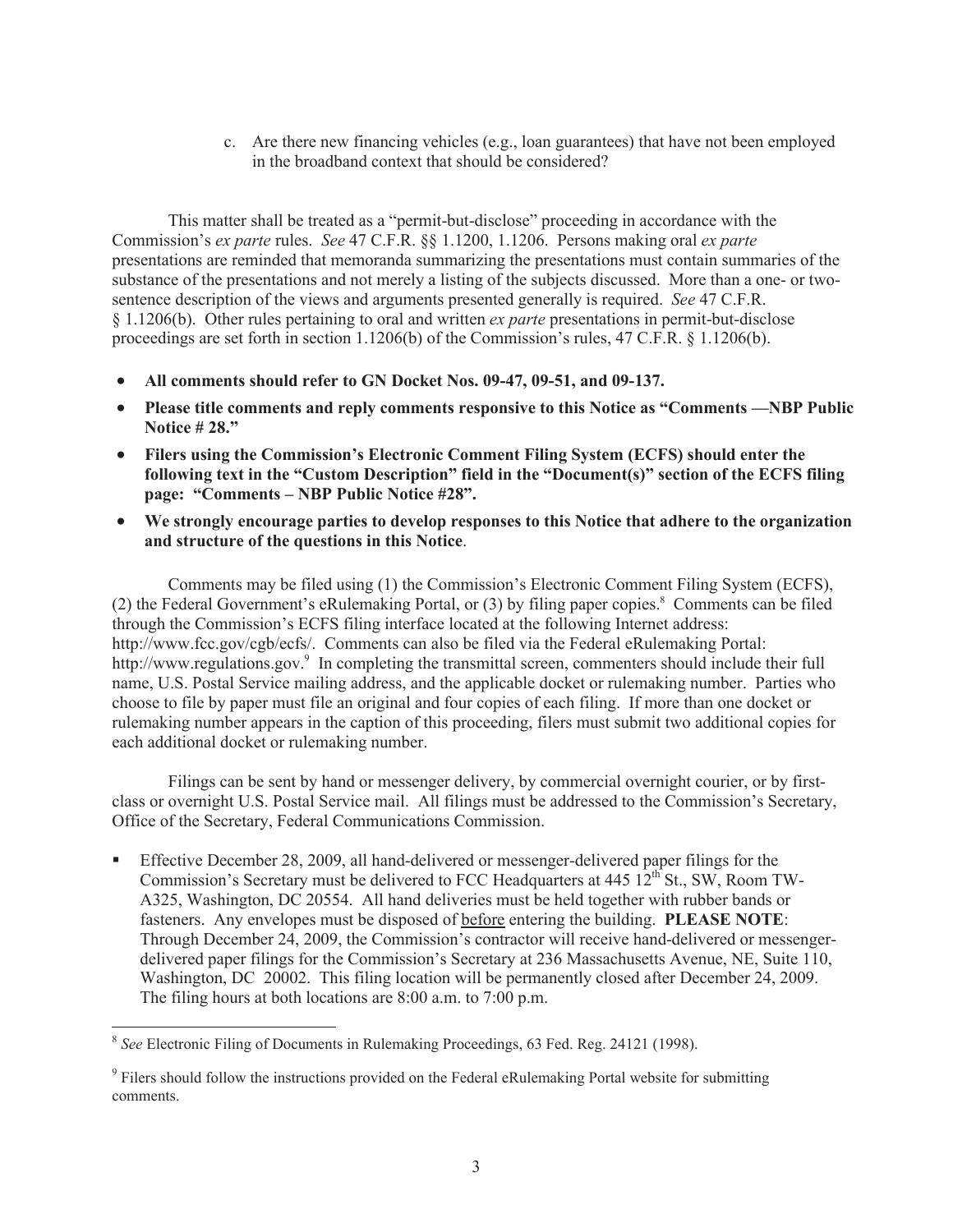c. Are there new financing vehicles (e.g., loan guarantees) that have not been employed in the broadband context that should be considered?

This matter shall be treated as a "permit-but-disclose" proceeding in accordance with the Commission's *ex parte* rules. *See* 47 C.F.R. §§ 1.1200, 1.1206. Persons making oral *ex parte* presentations are reminded that memoranda summarizing the presentations must contain summaries of the substance of the presentations and not merely a listing of the subjects discussed. More than a one- or two-sentence description of the views and arguments presented generally is required. *See* 47 C.F.R. § 1.1206(b). Other rules pertaining to oral and written *ex parte* presentations in permit-but-disclose proceedings are set forth in section 1.1206(b) of the Commission's rules, 47 C.F.R. § 1.1206(b).

- **All comments should refer to GN Docket Nos. 09-47, 09-51, and 09-137.**
- **Please title comments and reply comments responsive to this Notice as "Comments —NBP Public Notice # 28."**
- **Filers using the Commission's Electronic Comment Filing System (ECFS) should enter the following text in the "Custom Description" field in the "Document(s)" section of the ECFS filing page: "Comments – NBP Public Notice #28".**
- **We strongly encourage parties to develop responses to this Notice that adhere to the organization and structure of the questions in this Notice**.

Comments may be filed using (1) the Commission's Electronic Comment Filing System (ECFS), (2) the Federal Government's eRulemaking Portal, or (3) by filing paper copies.[8] Comments can be filed through the Commission's ECFS filing interface located at the following Internet address: http://www.fcc.gov/cgb/ecfs/. Comments can also be filed via the Federal eRulemaking Portal: http://www.regulations.gov.[9] In completing the transmittal screen, commenters should include their full name, U.S. Postal Service mailing address, and the applicable docket or rulemaking number. Parties who choose to file by paper must file an original and four copies of each filing. If more than one docket or rulemaking number appears in the caption of this proceeding, filers must submit two additional copies for each additional docket or rulemaking number.

Filings can be sent by hand or messenger delivery, by commercial overnight courier, or by first-class or overnight U.S. Postal Service mail. All filings must be addressed to the Commission's Secretary, Office of the Secretary, Federal Communications Commission.

- Effective December 28, 2009, all hand-delivered or messenger-delivered paper filings for the Commission's Secretary must be delivered to FCC Headquarters at 445 12th St., SW, Room TW-A325, Washington, DC 20554. All hand deliveries must be held together with rubber bands or fasteners. Any envelopes must be disposed of before entering the building. **PLEASE NOTE**: Through December 24, 2009, the Commission's contractor will receive hand-delivered or messenger-delivered paper filings for the Commission's Secretary at 236 Massachusetts Avenue, NE, Suite 110, Washington, DC 20002. This filing location will be permanently closed after December 24, 2009. The filing hours at both locations are 8:00 a.m. to 7:00 p.m.

---

[8] *See* Electronic Filing of Documents in Rulemaking Proceedings, 63 Fed. Reg. 24121 (1998).

[9] Filers should follow the instructions provided on the Federal eRulemaking Portal website for submitting comments.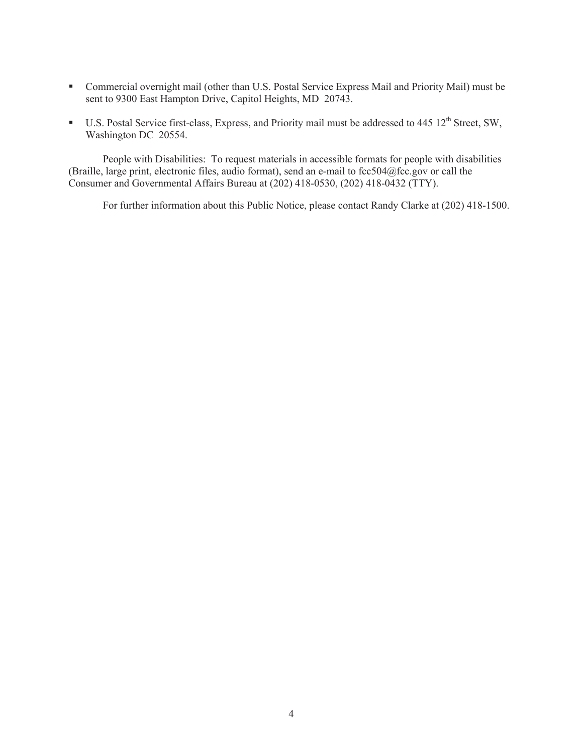- Commercial overnight mail (other than U.S. Postal Service Express Mail and Priority Mail) must be sent to 9300 East Hampton Drive, Capitol Heights, MD 20743.

- U.S. Postal Service first-class, Express, and Priority mail must be addressed to 445 12th Street, SW, Washington DC 20554.

People with Disabilities: To request materials in accessible formats for people with disabilities (Braille, large print, electronic files, audio format), send an e-mail to fcc504@fcc.gov or call the Consumer and Governmental Affairs Bureau at (202) 418-0530, (202) 418-0432 (TTY).

For further information about this Public Notice, please contact Randy Clarke at (202) 418-1500.